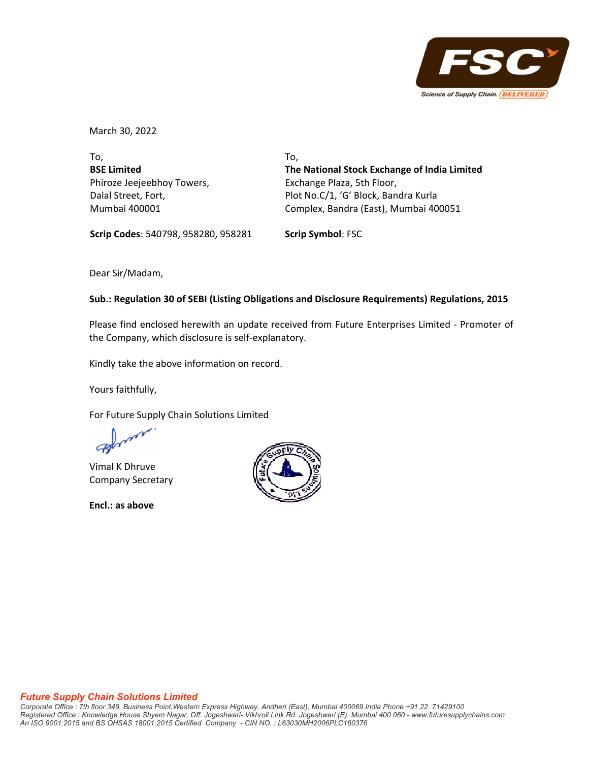March 30, 2022

To,
**BSE Limited**
Phiroze Jeejeebhoy Towers,
Dalal Street, Fort,
Mumbai 400001

**Scrip Codes**: 540798, 958280, 958281

To,
**The National Stock Exchange of India Limited**
Exchange Plaza, 5th Floor,
Plot No.C/1, 'G' Block, Bandra Kurla
Complex, Bandra (East), Mumbai 400051

**Scrip Symbol**: FSC

Dear Sir/Madam,

**Sub.: Regulation 30 of SEBI (Listing Obligations and Disclosure Requirements) Regulations, 2015**

Please find enclosed herewith an update received from Future Enterprises Limited - Promoter of the Company, which disclosure is self-explanatory.

Kindly take the above information on record.

Yours faithfully,

For Future Supply Chain Solutions Limited

Vimal K Dhruve
Company Secretary

**Encl.: as above**

***Future Supply Chain Solutions Limited***

*Corporate Office : 7th floor.349, Business Point,Western Express Highway, Andheri (East), Mumbai 400069,India Phone +91 22 71429100*
*Registered Office : Knowledge House Shyam Nagar, Off. Jogeshwari- Vikhroli Link Rd. Jogeshwari (E), Mumbai 400 060 - www.futuresupplychains.com*
*An ISO 9001:2015 and BS OHSAS 18001:2015 Certified Company - CIN NO. : L63030MH2006PLC160376*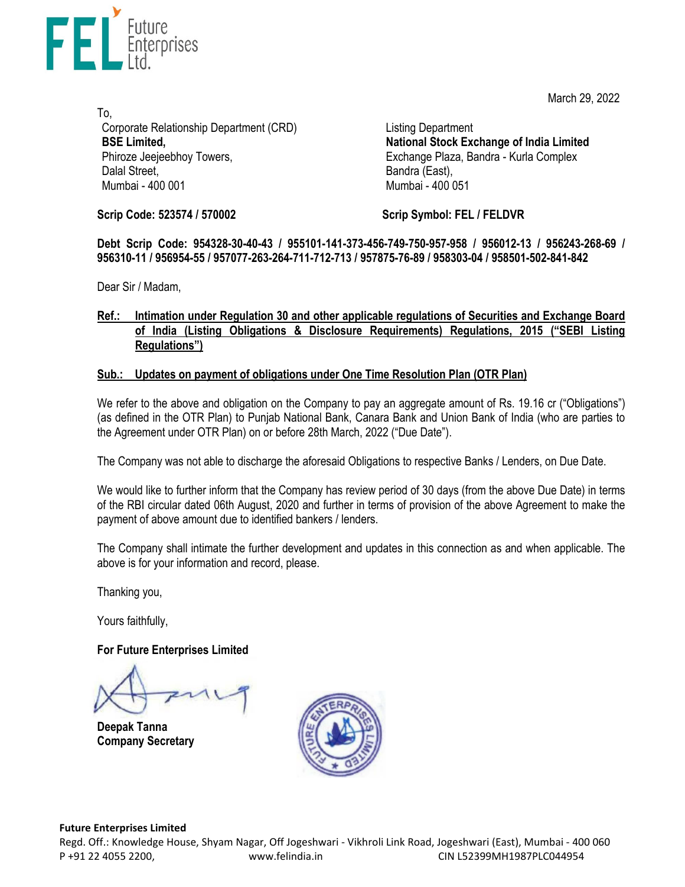March 29, 2022

To,
Corporate Relationship Department (CRD)
**BSE Limited,**
Phiroze Jeejeebhoy Towers,
Dalal Street,
Mumbai - 400 001

Listing Department
**National Stock Exchange of India Limited**
Exchange Plaza, Bandra - Kurla Complex
Bandra (East),
Mumbai - 400 051

**Scrip Code: 523574 / 570002**

**Scrip Symbol: FEL / FELDVR**

**Debt Scrip Code: 954328-30-40-43 / 955101-141-373-456-749-750-957-958 / 956012-13 / 956243-268-69 / 956310-11 / 956954-55 / 957077-263-264-711-712-713 / 957875-76-89 / 958303-04 / 958501-502-841-842**

Dear Sir / Madam,

**Ref.: Intimation under Regulation 30 and other applicable regulations of Securities and Exchange Board of India (Listing Obligations & Disclosure Requirements) Regulations, 2015 ("SEBI Listing Regulations")**

**Sub.: Updates on payment of obligations under One Time Resolution Plan (OTR Plan)**

We refer to the above and obligation on the Company to pay an aggregate amount of Rs. 19.16 cr ("Obligations") (as defined in the OTR Plan) to Punjab National Bank, Canara Bank and Union Bank of India (who are parties to the Agreement under OTR Plan) on or before 28th March, 2022 ("Due Date").

The Company was not able to discharge the aforesaid Obligations to respective Banks / Lenders, on Due Date.

We would like to further inform that the Company has review period of 30 days (from the above Due Date) in terms of the RBI circular dated 06th August, 2020 and further in terms of provision of the above Agreement to make the payment of above amount due to identified bankers / lenders.

The Company shall intimate the further development and updates in this connection as and when applicable. The above is for your information and record, please.

Thanking you,

Yours faithfully,

**For Future Enterprises Limited**

**Deepak Tanna**
**Company Secretary**

**Future Enterprises Limited**
Regd. Off.: Knowledge House, Shyam Nagar, Off Jogeshwari - Vikhroli Link Road, Jogeshwari (East), Mumbai - 400 060
P +91 22 4055 2200, www.felindia.in CIN L52399MH1987PLC044954